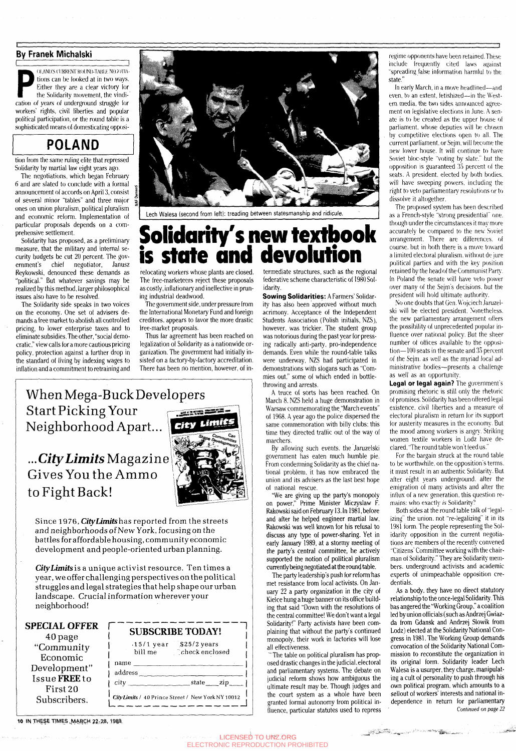By Franek Michalski

# Solidarity's new textbook is state and devolution

## POLAND

Lech Walesa (second from left): treading between statesmanship and ridicule.

POLAND'S CURRENT ROUND-TABLE NEGOTIATIONS can be looked at in two ways. Either they are a clear victory for the Solidarity movement, the vindication of years of underground struggle for workers' rights, civil liberties and popular political participation, or the round table is a sophisticated means of domesticating opposition from the same ruling elite that repressed Solidarity by martial law eight years ago.

The negotiations, which began February 6 and are slated to conclude with a formal announcement of accords on April 3, consist of several minor "tables" and three major ones on union pluralism, political pluralism and economic reform. Implementation of particular proposals depends on a comprehensive settlement.

Solidarity has proposed, as a preliminary measure, that the military and internal security budgets be cut 20 percent. The government's chief negotiator, Janusz Reykowski, denounced these demands as "political." But whatever savings may be realized by this method, larger philosophical issues also have to be resolved.

The Solidarity side speaks in two voices on the economy. One set of advisers demands a free market to abolish all controlled pricing, to lower enterprise taxes and to eliminate subsidies. The other, "social democratic," view calls for a more cautious pricing policy, protection against a further drop in the standard of living by indexing wages to inflation and a commitment to retraining and relocating workers whose plants are closed. The free-marketeers reject these proposals as costly, inflationary and ineffective in pruning industrial deadwood.

The government side, under pressure from the International Monetary Fund and foreign creditors, appears to favor the more drastic free-market proposals.

Thus far agreement has been reached on legalization of Solidarity as a nationwide organization. The government had initially insisted on a factory-by-factory accreditation. There has been no mention, however, of intermediate structures, such as the regional federative scheme characteristic of 1980 Solidarity.

**Sowing Solidarities:** A Farmers' Solidarity has also been approved without much acrimony. Acceptance of the Independent Students Association (Polish initials, NZS), however, was trickier. The student group was notorious during the past year for pressing radically anti-party, pro-independence demands. Even while the round-table talks were underway, NZS had participated in demonstrations with slogans such as "Commies out," some of which ended in bottle-throwing and arrests.

A truce of sorts has been reached. On March 8, NZS held a huge demonstration in Warsaw commemorating the "March events" of 1968. A year ago the police dispersed the same commemoration with billy clubs; this time they directed traffic out of the way of marchers.

By allowing such events, the Jaruzelski government has eaten much humble pie. From condemning Solidarity as the chief national problem, it has now embraced the union and its advisers as the last best hope of national rescue.

"We are giving up the party's monopoly on power," Prime Minister Mieczyslaw F. Rakowski said on February 13. In 1981, before and after he helped engineer martial law, Rakowski was well known for his refusal to discuss any type of power-sharing. Yet in early January 1989, at a stormy meeting of the party's central committee, he actively supported the notion of political pluralism currently being negotiated at the round table.

The party leadership's push for reform has met resistance from local activists. On January 22 a party organization in the city of Kielce hung a huge banner on its office building that said "Down with the resolutions of the central committee! We don't want a legal Solidarity!" Party activists have been complaining that without the party's continued monopoly, their work in factories will lose all effectiveness.

The table on political pluralism has proposed drastic changes in the judicial, electoral and parliamentary systems. The debate on judicial reform shows how ambiguous the ultimate result may be. Though judges and the court system as a whole have been granted formal autonomy from political influence, particular statutes used to repress regime opponents have been retained. These include frequently cited laws against "spreading false information harmful to the state."

In early March, in a move headlined—and even, to an extent, fetishized—in the Western media, the two sides announced agreement on legislative elections in June. A senate is to be created as the upper house of parliament, whose deputies will be chosen by competitive elections open to all. The current parliament, or Sejm, will become the new lower house. It will continue to have Soviet bloc-style "voting by slate," but the opposition is guaranteed 35 percent of the seats. A president, elected by both bodies, will have sweeping powers, including the right to veto parliamentary resolutions or to dissolve it altogether.

The proposed system has been described as a French-style "strong presidential" one, though under the circumstances it may more accurately be compared to the new Soviet arrangement. There are differences, of course, but in both there is a move toward a limited electoral pluralism, without de jure political parties and with the key position retained by the head of the Communist Party. In Poland the senate will have veto power over many of the Sejm's decisions, but the president will hold ultimate authority.

No one doubts that Gen. Wojciech Jaruzelski will be elected president. Nonetheless, the new parliamentary arrangement offers the possibility of unprecedented popular influence over national policy. But the sheer number of offices available to the opposition—100 seats in the senate and 35 percent of the Sejm, as well as the myriad local administrative bodies—presents a challenge as well as an opportunity.

**Legal or legal again?** The government's promising rhetoric is still only the rhetoric of promises. Solidarity has been offered legal existence, civil liberties and a measure of electoral pluralism in return for its support for austerity measures in the economy. But the mood among workers is angry. Striking women textile workers in Lodz have declared, "The round table won't feed us."

For the bargain struck at the round table to be worthwhile, on the opposition's terms, it must result in an authentic Solidarity. But after eight years underground, after the emigration of many activists and after the influx of a new generation, this question remains: who exactly *is* Solidarity?

Both sides at the round table talk of "legalizing" the union, not "re-legalizing" it in its 1981 form. The people representing the Solidarity opposition in the current negotiations are members of the recently convened "Citizens' Committee working with the chairman of Solidarity." They are Solidarity members, underground activists and academic experts of unimpeachable opposition credentials.

As a body, they have no direct statutory relationship to the once-legal Solidarity. This has angered the "Working Group," a coalition led by union officials (such as Andrzej Gwiazda from Gdansk and Andrzej Slowik from Lodz) elected at the Solidarity National Congress in 1981. The Working Group demands convocation of the Solidarity National Commission to reconstitute the organization in its original form. Solidarity leader Lech Walesa is a usurper, they charge, manipulating a cult of personality to push through his own political program, which amounts to a sellout of workers' interests and national independence in return for parliamentary

*Continued on page 22*

---

# When Mega-Buck Developers Start Picking Your Neighborhood Apart...

# ...*City Limits* Magazine Gives You the Ammo to Fight Back!

Since 1976, ***City Limits*** has reported from the streets and neighborhoods of New York, focusing on the battles for affordable housing, community economic development and people-oriented urban planning.

***City Limits*** is a unique activist resource. Ten times a year, we offer challenging perspectives on the political struggles and legal strategies that help shape our urban landscape. Crucial information wherever your neighborhood!

**SPECIAL OFFER**
40 page "Community Economic Development" Issue **FREE** to First 20 Subscribers.

**SUBSCRIBE TODAY!**

$15/1 year   $25/2 years
bill me   check enclosed

name ______________________
address ____________________
city ____________ state ____ zip ____

*City Limits* / 40 Prince Street / New York NY 10012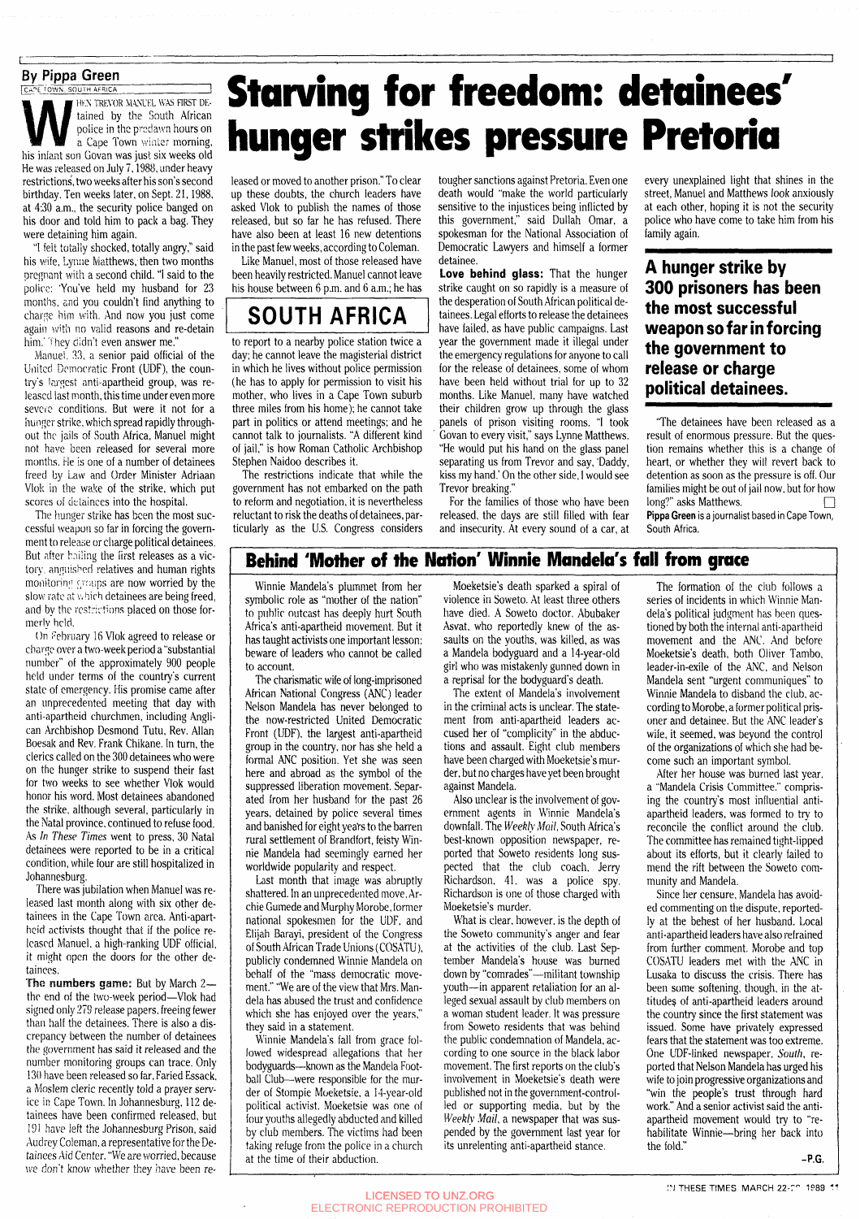By Pippa Green

CAPE TOWN, SOUTH AFRICA

# Starving for freedom: detainees' hunger strikes pressure Pretoria

When Trevor Manuel was first detained by the South African police in the predawn hours on a Cape Town winter morning, his infant son Govan was just six weeks old. He was released on July 7, 1988, under heavy restrictions, two weeks after his son's second birthday. Ten weeks later, on Sept. 21, 1988, at 4:30 a.m., the security police banged on his door and told him to pack a bag. They were detaining him again.

"I felt totally shocked, totally angry," said his wife, Lynne Matthews, then two months pregnant with a second child. "I said to the police: 'You've held my husband for 23 months, and you couldn't find anything to charge him with. And now you just come again with no valid reasons and re-detain him.' They didn't even answer me."

Manuel, 33, a senior paid official of the United Democratic Front (UDF), the country's largest anti-apartheid group, was released last month, this time under even more severe conditions. But were it not for a hunger strike, which spread rapidly throughout the jails of South Africa, Manuel might not have been released for several more months. He is one of a number of detainees freed by Law and Order Minister Adriaan Vlok in the wake of the strike, which put scores of detainees into the hospital.

The hunger strike has been the most successful weapon so far in forcing the government to release or charge political detainees. But after hailing the first releases as a victory, anguished relatives and human rights monitoring groups are now worried by the slow rate at which detainees are being freed, and by the restrictions placed on those formerly held.

On February 16 Vlok agreed to release or charge over a two-week period a "substantial number" of the approximately 900 people held under terms of the country's current state of emergency. His promise came after an unprecedented meeting that day with anti-apartheid churchmen, including Anglican Archbishop Desmond Tutu, Rev. Allan Boesak and Rev. Frank Chikane. In turn, the clerics called on the 300 detainees who were on the hunger strike to suspend their fast for two weeks to see whether Vlok would honor his word. Most detainees abandoned the strike, although several, particularly in the Natal province, continued to refuse food. As *In These Times* went to press, 30 Natal detainees were reported to be in a critical condition, while four are still hospitalized in Johannesburg.

There was jubilation when Manuel was released last month along with six other detainees in the Cape Town area. Anti-apartheid activists thought that if the police released Manuel, a high-ranking UDF official, it might open the doors for the other detainees.

**The numbers game:** But by March 2—the end of the two-week period—Vlok had signed only 279 release papers, freeing fewer than half the detainees. There is also a discrepancy between the number of detainees the government has said it released and the number monitoring groups can trace. Only 130 have been released so far, Faried Essack, a Moslem cleric recently told a prayer service in Cape Town. In Johannesburg, 112 detainees have been confirmed released, but 191 have left the Johannesburg Prison, said Audrey Coleman, a representative for the Detainees Aid Center. "We are worried, because we don't know whether they have been released or moved to another prison." To clear up these doubts, the church leaders have asked Vlok to publish the names of those released, but so far he has refused. There have also been at least 16 new detentions in the past few weeks, according to Coleman.

Like Manuel, most of those released have been heavily restricted. Manuel cannot leave his house between 6 p.m. and 6 a.m.; he has to report to a nearby police station twice a day; he cannot leave the magisterial district in which he lives without police permission (he has to apply for permission to visit his mother, who lives in a Cape Town suburb three miles from his home); he cannot take part in politics or attend meetings; and he cannot talk to journalists. "A different kind of jail," is how Roman Catholic Archbishop Stephen Naidoo describes it.

The restrictions indicate that while the government has not embarked on the path to reform and negotiation, it is nevertheless reluctant to risk the deaths of detainees, particularly as the U.S. Congress considers tougher sanctions against Pretoria. Even one death would "make the world particularly sensitive to the injustices being inflicted by this government," said Dullah Omar, a spokesman for the National Association of Democratic Lawyers and himself a former detainee.

**Love behind glass:** That the hunger strike caught on so rapidly is a measure of the desperation of South African political detainees. Legal efforts to release the detainees have failed, as have public campaigns. Last year the government made it illegal under the emergency regulations for anyone to call for the release of detainees, some of whom have been held without trial for up to 32 months. Like Manuel, many have watched their children grow up through the glass panels of prison visiting rooms. "I took Govan to every visit," says Lynne Matthews. "He would put his hand on the glass panel separating us from Trevor and say, 'Daddy, kiss my hand.' On the other side, I would see Trevor breaking."

For the families of those who have been released, the days are still filled with fear and insecurity. At every sound of a car, at every unexplained light that shines in the street, Manuel and Matthews *look* anxiously at each other, hoping it is not the security police who have come to take him from his family again.

## A hunger strike by 300 prisoners has been the most successful weapon so far in forcing the government to release or charge political detainees.

"The detainees have been released as a result of enormous pressure. But the question remains whether this is a change of heart, or whether they will revert back to detention as soon as the pressure is off. Our families might be out of jail now, but for how long?" asks Matthews.

**Pippa Green** is a journalist based in Cape Town, South Africa.

## Behind 'Mother of the Nation' Winnie Mandela's fall from grace

Winnie Mandela's plummet from her symbolic role as "mother of the nation" to public outcast has deeply hurt South Africa's anti-apartheid movement. But it has taught activists one important lesson: beware of leaders who cannot be called to account.

The charismatic wife of long-imprisoned African National Congress (ANC) leader Nelson Mandela has never belonged to the now-restricted United Democratic Front (UDF), the largest anti-apartheid group in the country, nor has she held a formal ANC position. Yet she was seen here and abroad as the symbol of the suppressed liberation movement. Separated from her husband for the past 26 years, detained by police several times and banished for eight years to the barren rural settlement of Brandfort, feisty Winnie Mandela had seemingly earned her worldwide popularity and respect.

Last month that image was abruptly shattered. In an unprecedented move, Archie Gumede and Murphy Morobe, former national spokesmen for the UDF, and Elijah Barayi, president of the Congress of South African Trade Unions (COSATU), publicly condemned Winnie Mandela on behalf of the "mass democratic movement." "We are of the view that Mrs. Mandela has abused the trust and confidence which she has enjoyed over the years," they said in a statement.

Winnie Mandela's fall from grace followed widespread allegations that her bodyguards—known as the Mandela Football Club—were responsible for the murder of Stompie Moeketsie, a 14-year-old political activist. Moeketsie was one of four youths allegedly abducted and killed by club members. The victims had been taking refuge from the police in a church at the time of their abduction.

Moeketsie's death sparked a spiral of violence in Soweto. At least three others have died. A Soweto doctor, Abubaker Asvat, who reportedly knew of the assaults on the youths, was killed, as was a Mandela bodyguard and a 14-year-old girl who was mistakenly gunned down in a reprisal for the bodyguard's death.

The extent of Mandela's involvement in the criminal acts is unclear. The statement from anti-apartheid leaders accused her of "complicity" in the abductions and assault. Eight club members have been charged with Moeketsie's murder, but no charges have yet been brought against Mandela.

Also unclear is the involvement of government agents in Winnie Mandela's downfall. The *Weekly Mail*, South Africa's best-known opposition newspaper, reported that Soweto residents long suspected that the club coach, Jerry Richardson, 41, was a police spy. Richardson is one of those charged with Moeketsie's murder.

What is clear, however, is the depth of the Soweto community's anger and fear at the activities of the club. Last September Mandela's house was burned down by "comrades"—militant township youth—in apparent retaliation for an alleged sexual assault by club members on a woman student leader. It was pressure from Soweto residents that was behind the public condemnation of Mandela, according to one source in the black labor movement. The first reports on the club's involvement in Moeketsie's death were published not in the government-controlled or supporting media, but by the *Weekly Mail*, a newspaper that was suspended by the government last year for its unrelenting anti-apartheid stance.

The formation of the club follows a series of incidents in which Winnie Mandela's political judgment has been questioned by both the internal anti-apartheid movement and the ANC. And before Moeketsie's death, both Oliver Tambo, leader-in-exile of the ANC, and Nelson Mandela sent "urgent communiques" to Winnie Mandela to disband the club, according to Morobe, a former political prisoner and detainee. But the ANC leader's wife, it seemed, was beyond the control of the organizations of which she had become such an important symbol.

After her house was burned last year, a "Mandela Crisis Committee," comprising the country's most influential anti-apartheid leaders, was formed to try to reconcile the conflict around the club. The committee has remained tight-lipped about its efforts, but it clearly failed to mend the rift between the Soweto community and Mandela.

Since her censure, Mandela has avoided commenting on the dispute, reportedly at the behest of her husband. Local anti-apartheid leaders have also refrained from further comment. Morobe and top COSATU leaders met with the ANC in Lusaka to discuss the crisis. There has been some softening, though, in the attitudes of anti-apartheid leaders around the country since the first statement was issued. Some have privately expressed fears that the statement was too extreme. One UDF-linked newspaper, *South*, reported that Nelson Mandela has urged his wife to join progressive organizations and "win the people's trust through hard work." And a senior activist said the anti-apartheid movement would try to "rehabilitate Winnie—bring her back into the fold."

**–P.G.**